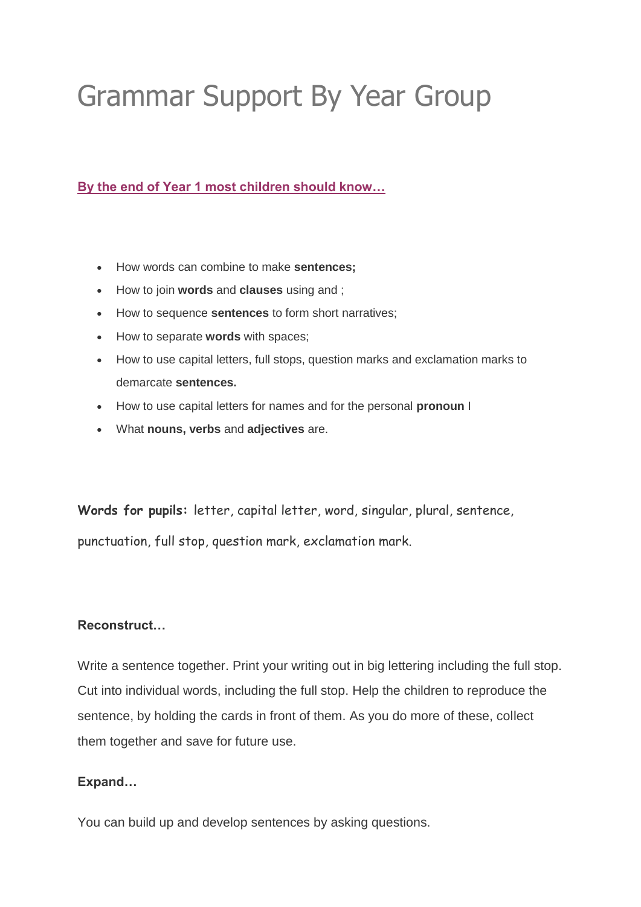# Grammar Support By Year Group

**By the end of Year 1 most children should know…**

- How words can combine to make **sentences;**
- How to join **words** and **clauses** using and ;
- How to sequence **sentences** to form short narratives;
- How to separate **words** with spaces;
- How to use capital letters, full stops, question marks and exclamation marks to demarcate **sentences.**
- How to use capital letters for names and for the personal **pronoun** I
- What **nouns, verbs** and **adjectives** are.

**Words for pupils:** letter, capital letter, word, singular, plural, sentence, punctuation, full stop, question mark, exclamation mark.

**Reconstruct…**

Write a sentence together. Print your writing out in big lettering including the full stop. Cut into individual words, including the full stop. Help the children to reproduce the sentence, by holding the cards in front of them. As you do more of these, collect them together and save for future use.

**Expand…**

You can build up and develop sentences by asking questions.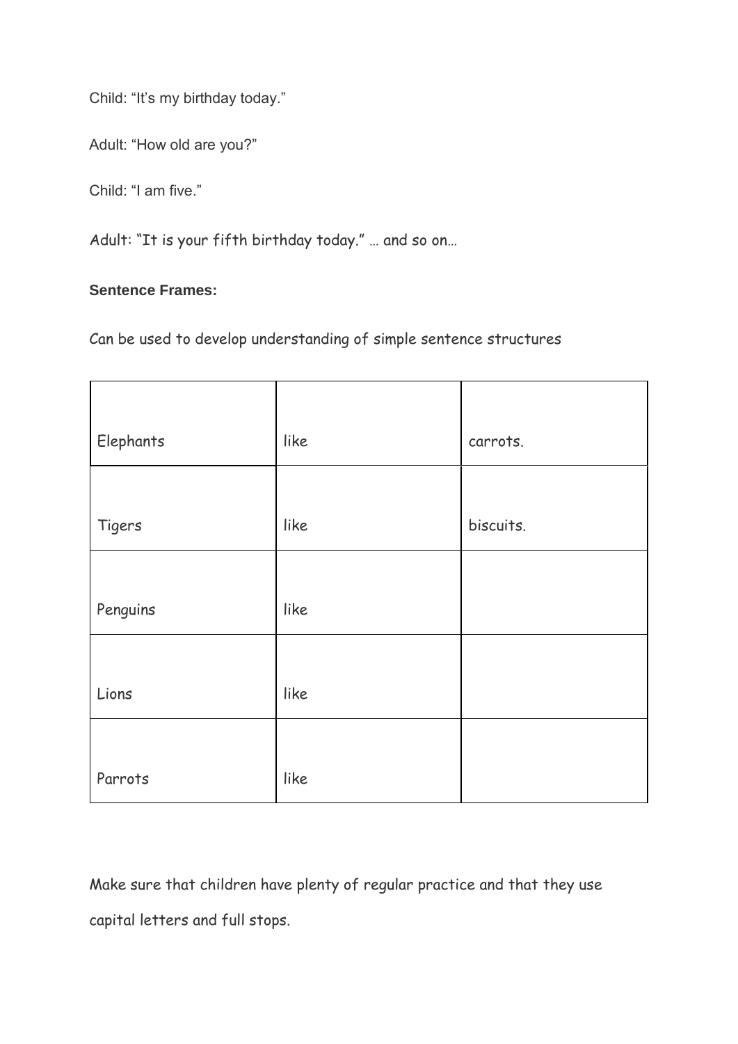Child: “It’s my birthday today.”

Adult: “How old are you?”

Child: “I am five.”

Adult: “It is your fifth birthday today.” … and so on…

**Sentence Frames:**

Can be used to develop understanding of simple sentence structures

| | | |
|---|---|---|
| Elephants | like | carrots. |
| Tigers | like | biscuits. |
| Penguins | like | |
| Lions | like | |
| Parrots | like | |

Make sure that children have plenty of regular practice and that they use capital letters and full stops.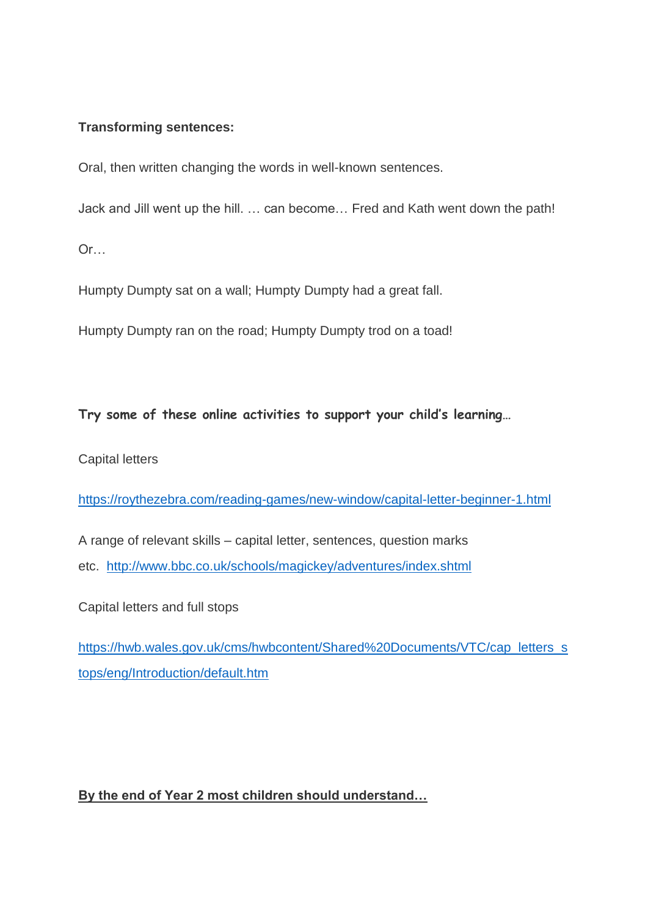**Transforming sentences:**

Oral, then written changing the words in well-known sentences.

Jack and Jill went up the hill. … can become… Fred and Kath went down the path!

Or…

Humpty Dumpty sat on a wall; Humpty Dumpty had a great fall.

Humpty Dumpty ran on the road; Humpty Dumpty trod on a toad!

**Try some of these online activities to support your child's learning…**

Capital letters

https://roythezebra.com/reading-games/new-window/capital-letter-beginner-1.html

A range of relevant skills – capital letter, sentences, question marks etc. http://www.bbc.co.uk/schools/magickey/adventures/index.shtml

Capital letters and full stops

https://hwb.wales.gov.uk/cms/hwbcontent/Shared%20Documents/VTC/cap_letters_stops/eng/Introduction/default.htm

**By the end of Year 2 most children should understand…**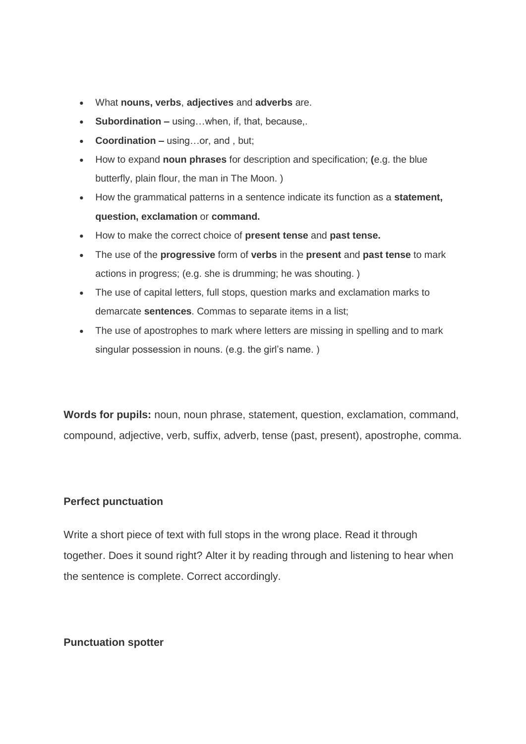- What **nouns, verbs**, **adjectives** and **adverbs** are.
- **Subordination –** using…when, if, that, because,.
- **Coordination –** using…or, and , but;
- How to expand **noun phrases** for description and specification; **(**e.g. the blue butterfly, plain flour, the man in The Moon. )
- How the grammatical patterns in a sentence indicate its function as a **statement, question, exclamation** or **command.**
- How to make the correct choice of **present tense** and **past tense.**
- The use of the **progressive** form of **verbs** in the **present** and **past tense** to mark actions in progress; (e.g. she is drumming; he was shouting. )
- The use of capital letters, full stops, question marks and exclamation marks to demarcate **sentences**. Commas to separate items in a list;
- The use of apostrophes to mark where letters are missing in spelling and to mark singular possession in nouns. (e.g. the girl's name. )

**Words for pupils:** noun, noun phrase, statement, question, exclamation, command, compound, adjective, verb, suffix, adverb, tense (past, present), apostrophe, comma.

**Perfect punctuation**

Write a short piece of text with full stops in the wrong place. Read it through together. Does it sound right? Alter it by reading through and listening to hear when the sentence is complete. Correct accordingly.

**Punctuation spotter**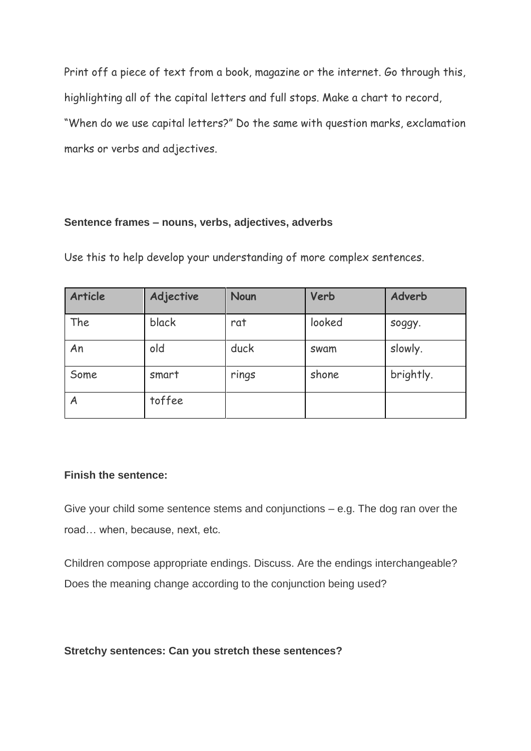Print off a piece of text from a book, magazine or the internet. Go through this, highlighting all of the capital letters and full stops. Make a chart to record, "When do we use capital letters?" Do the same with question marks, exclamation marks or verbs and adjectives.

**Sentence frames – nouns, verbs, adjectives, adverbs**

Use this to help develop your understanding of more complex sentences.

| Article | Adjective | Noun | Verb | Adverb |
|---|---|---|---|---|
| The | black | rat | looked | soggy. |
| An | old | duck | swam | slowly. |
| Some | smart | rings | shone | brightly. |
| A | toffee | | | |

**Finish the sentence:**

Give your child some sentence stems and conjunctions – e.g. The dog ran over the road… when, because, next, etc.

Children compose appropriate endings. Discuss. Are the endings interchangeable? Does the meaning change according to the conjunction being used?

**Stretchy sentences: Can you stretch these sentences?**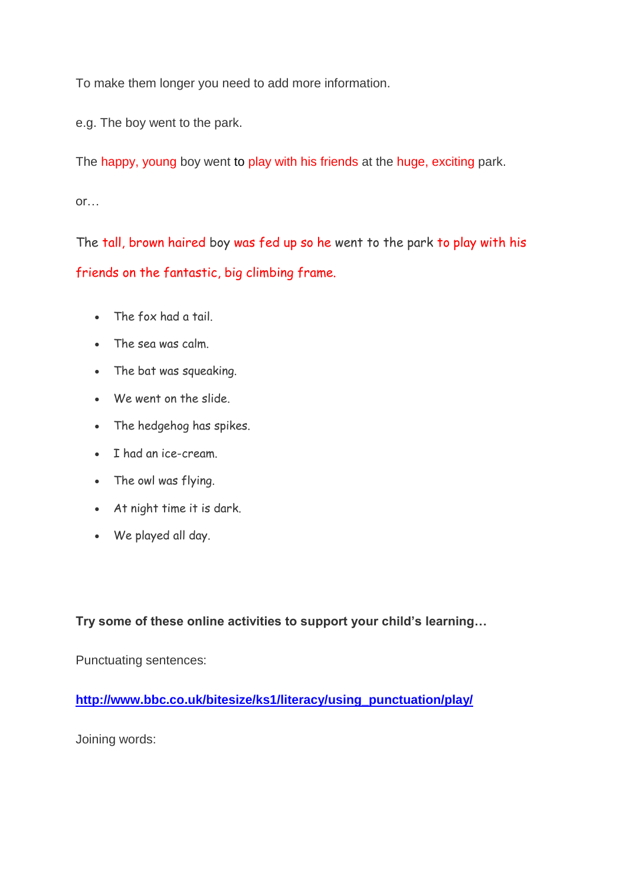To make them longer you need to add more information.

e.g. The boy went to the park.

The happy, young boy went to play with his friends at the huge, exciting park.

or…

The tall, brown haired boy was fed up so he went to the park to play with his friends on the fantastic, big climbing frame.

- The fox had a tail.
- The sea was calm.
- The bat was squeaking.
- We went on the slide.
- The hedgehog has spikes.
- I had an ice-cream.
- The owl was flying.
- At night time it is dark.
- We played all day.

**Try some of these online activities to support your child's learning…**

Punctuating sentences:

**http://www.bbc.co.uk/bitesize/ks1/literacy/using_punctuation/play/**

Joining words: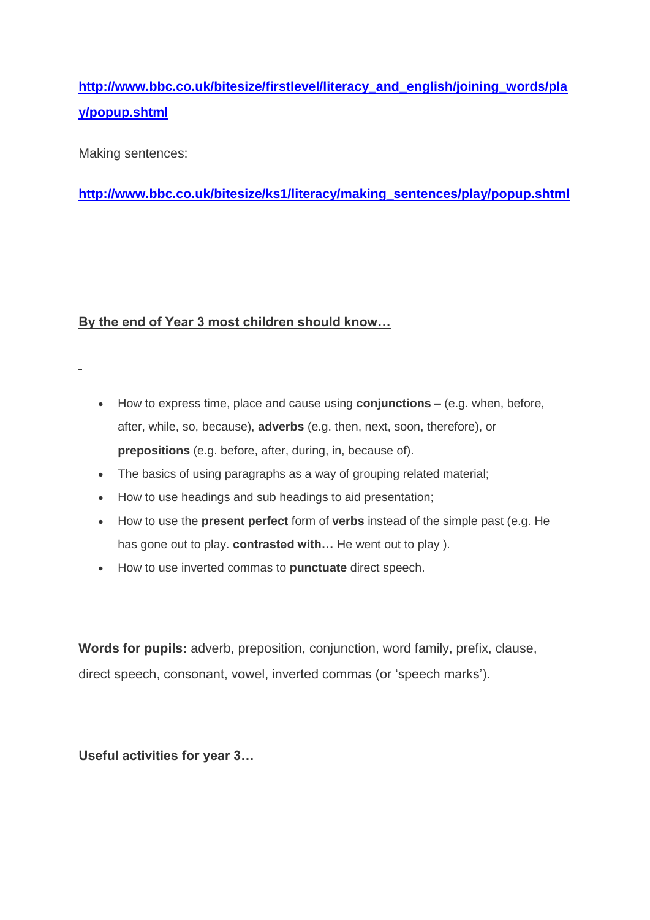[http://www.bbc.co.uk/bitesize/firstlevel/literacy_and_english/joining_words/play/popup.shtml](http://www.bbc.co.uk/bitesize/firstlevel/literacy_and_english/joining_words/play/popup.shtml)

Making sentences:

[http://www.bbc.co.uk/bitesize/ks1/literacy/making_sentences/play/popup.shtml](http://www.bbc.co.uk/bitesize/ks1/literacy/making_sentences/play/popup.shtml)

**By the end of Year 3 most children should know…**

- How to express time, place and cause using **conjunctions –** (e.g. when, before, after, while, so, because), **adverbs** (e.g. then, next, soon, therefore), or **prepositions** (e.g. before, after, during, in, because of).
- The basics of using paragraphs as a way of grouping related material;
- How to use headings and sub headings to aid presentation;
- How to use the **present perfect** form of **verbs** instead of the simple past (e.g. He has gone out to play. **contrasted with…** He went out to play ).
- How to use inverted commas to **punctuate** direct speech.

**Words for pupils:** adverb, preposition, conjunction, word family, prefix, clause, direct speech, consonant, vowel, inverted commas (or 'speech marks').

**Useful activities for year 3…**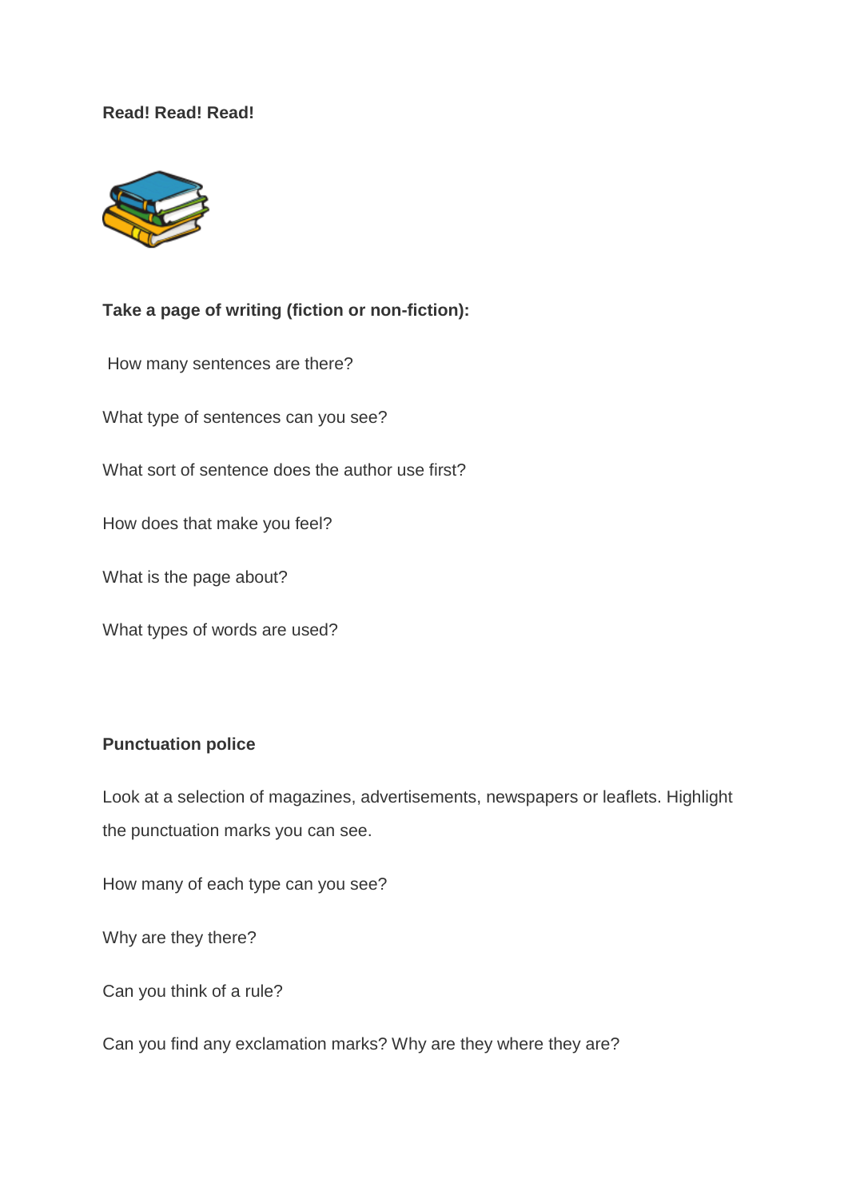**Read! Read! Read!**

**Take a page of writing (fiction or non-fiction):**

How many sentences are there?

What type of sentences can you see?

What sort of sentence does the author use first?

How does that make you feel?

What is the page about?

What types of words are used?

**Punctuation police**

Look at a selection of magazines, advertisements, newspapers or leaflets. Highlight the punctuation marks you can see.

How many of each type can you see?

Why are they there?

Can you think of a rule?

Can you find any exclamation marks? Why are they where they are?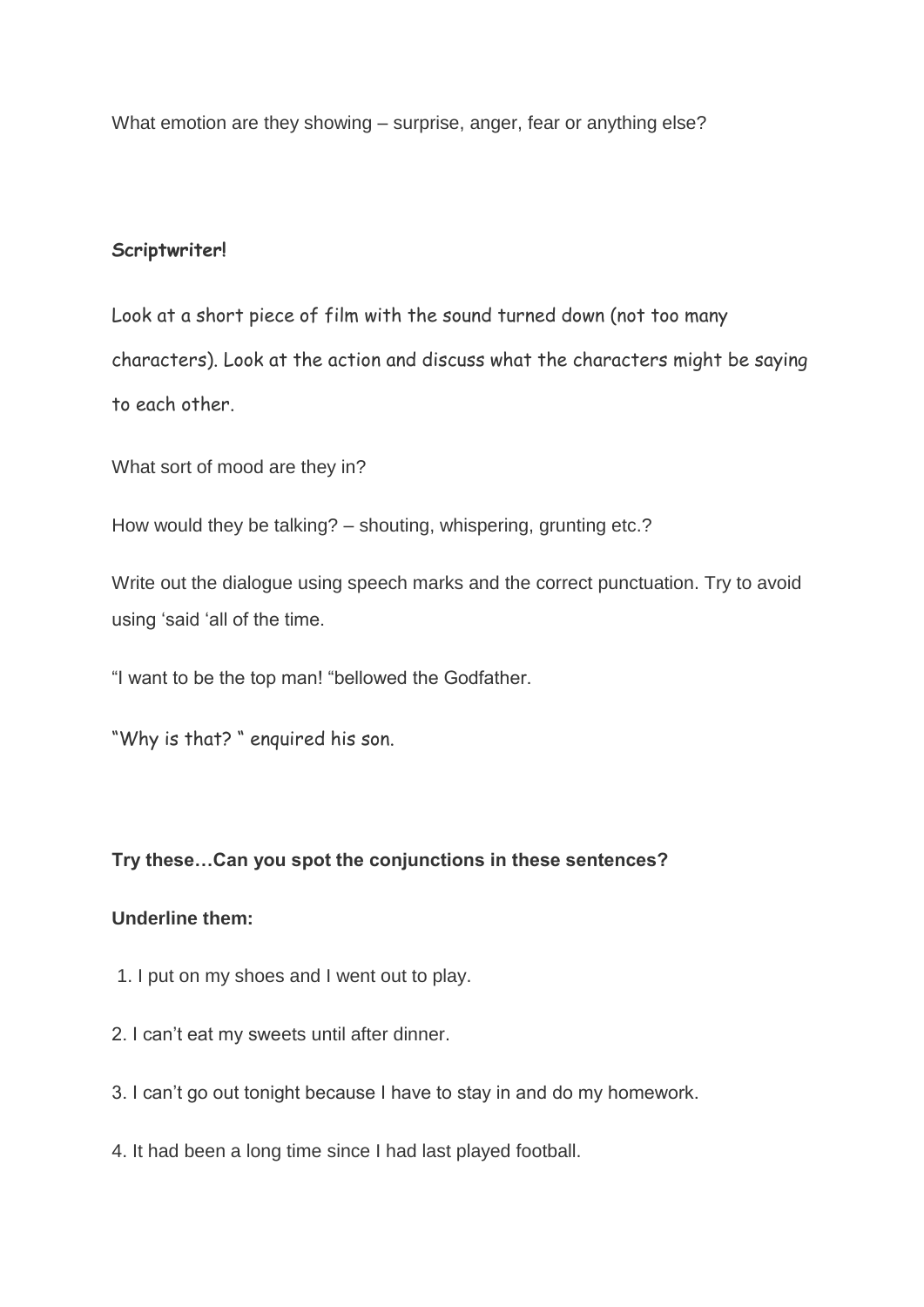What emotion are they showing – surprise, anger, fear or anything else?

**Scriptwriter!**

Look at a short piece of film with the sound turned down (not too many characters). Look at the action and discuss what the characters might be saying to each other.

What sort of mood are they in?

How would they be talking? – shouting, whispering, grunting etc.?

Write out the dialogue using speech marks and the correct punctuation. Try to avoid using ‘said ‘all of the time.

“I want to be the top man! “bellowed the Godfather.

“Why is that? “ enquired his son.

**Try these…Can you spot the conjunctions in these sentences?**

**Underline them:**

1. I put on my shoes and I went out to play.
2. I can’t eat my sweets until after dinner.
3. I can’t go out tonight because I have to stay in and do my homework.
4. It had been a long time since I had last played football.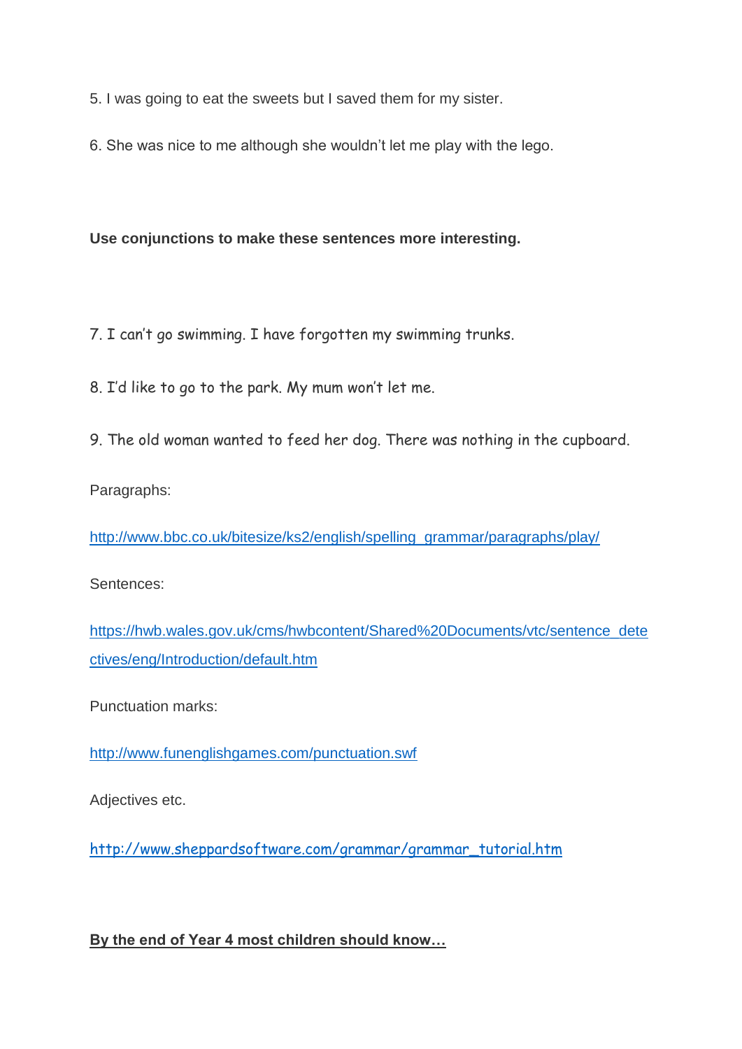5. I was going to eat the sweets but I saved them for my sister.

6. She was nice to me although she wouldn't let me play with the lego.

**Use conjunctions to make these sentences more interesting.**

7. I can't go swimming. I have forgotten my swimming trunks.

8. I'd like to go to the park. My mum won't let me.

9. The old woman wanted to feed her dog. There was nothing in the cupboard.

Paragraphs:

[http://www.bbc.co.uk/bitesize/ks2/english/spelling_grammar/paragraphs/play/](http://www.bbc.co.uk/bitesize/ks2/english/spelling_grammar/paragraphs/play/)

Sentences:

[https://hwb.wales.gov.uk/cms/hwbcontent/Shared%20Documents/vtc/sentence_detectives/eng/Introduction/default.htm](https://hwb.wales.gov.uk/cms/hwbcontent/Shared%20Documents/vtc/sentence_detectives/eng/Introduction/default.htm)

Punctuation marks:

[http://www.funenglishgames.com/punctuation.swf](http://www.funenglishgames.com/punctuation.swf)

Adjectives etc.

[http://www.sheppardsoftware.com/grammar/grammar_tutorial.htm](http://www.sheppardsoftware.com/grammar/grammar_tutorial.htm)

**By the end of Year 4 most children should know…**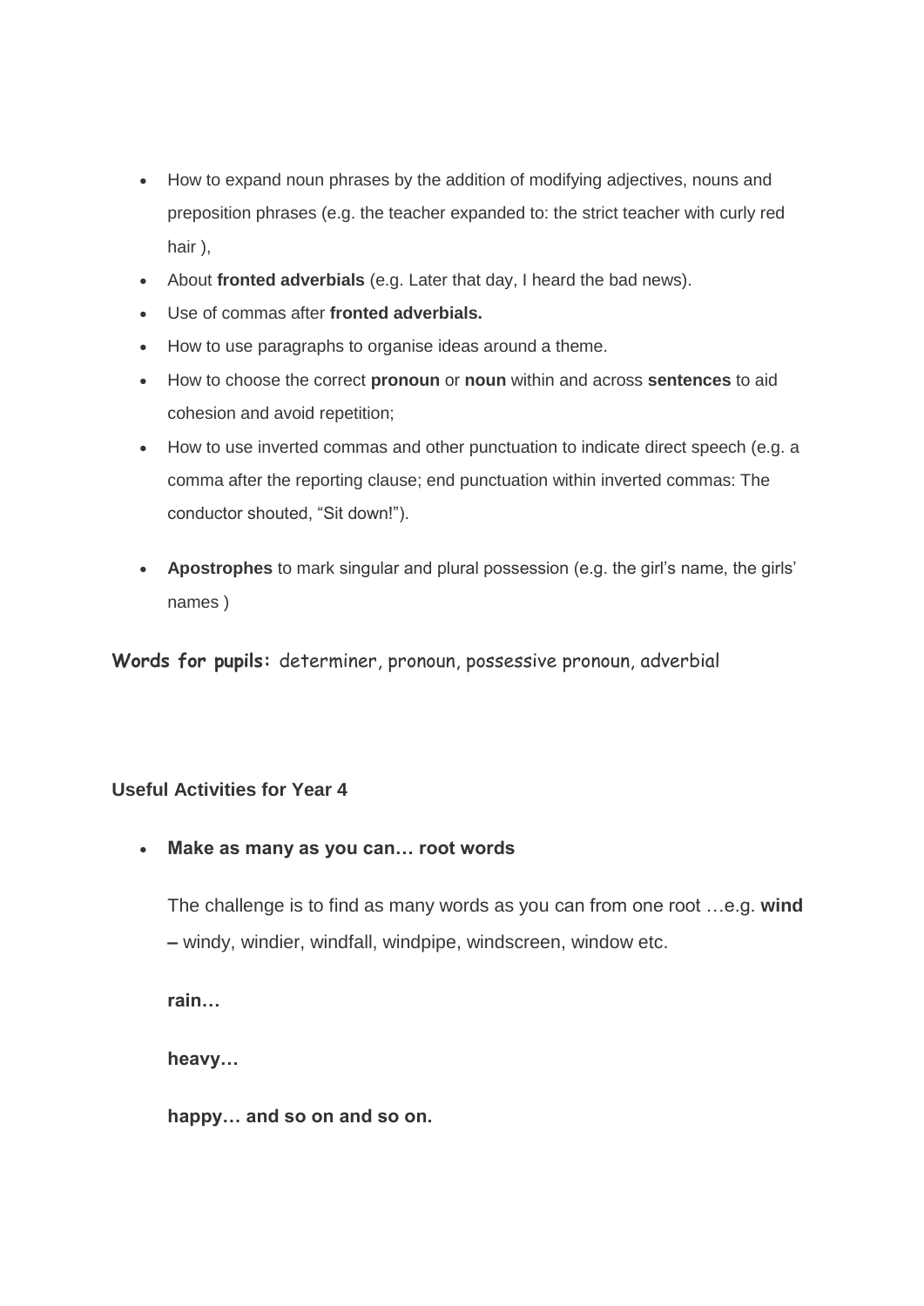- How to expand noun phrases by the addition of modifying adjectives, nouns and preposition phrases (e.g. the teacher expanded to: the strict teacher with curly red hair ),
- About **fronted adverbials** (e.g. Later that day, I heard the bad news).
- Use of commas after **fronted adverbials.**
- How to use paragraphs to organise ideas around a theme.
- How to choose the correct **pronoun** or **noun** within and across **sentences** to aid cohesion and avoid repetition;
- How to use inverted commas and other punctuation to indicate direct speech (e.g. a comma after the reporting clause; end punctuation within inverted commas: The conductor shouted, "Sit down!").
- **Apostrophes** to mark singular and plural possession (e.g. the girl's name, the girls' names )

**Words for pupils:** determiner, pronoun, possessive pronoun, adverbial

### Useful Activities for Year 4

- **Make as many as you can… root words**

  The challenge is to find as many words as you can from one root …e.g. **wind –** windy, windier, windfall, windpipe, windscreen, window etc.

  **rain…**

  **heavy…**

  **happy… and so on and so on.**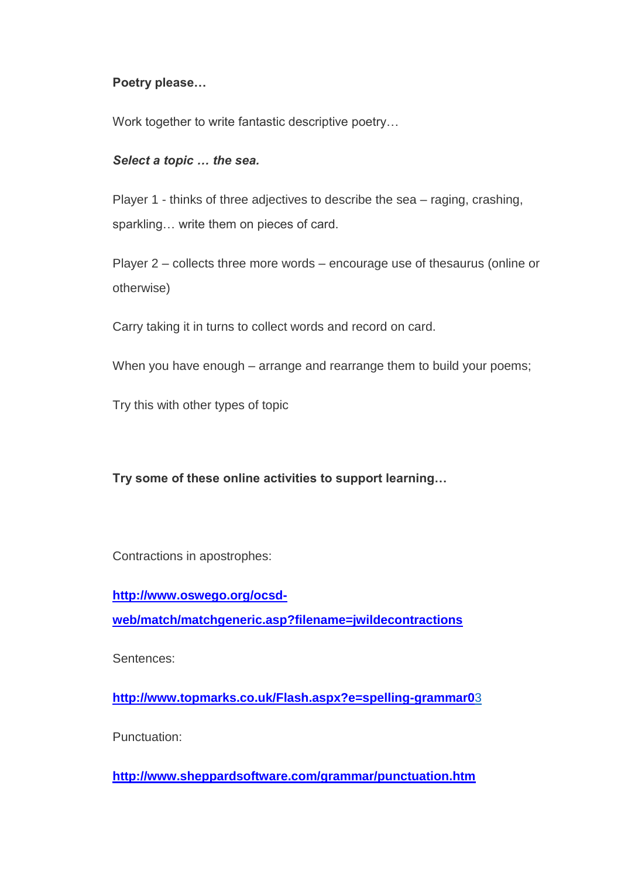**Poetry please…**

Work together to write fantastic descriptive poetry…

***Select a topic … the sea.***

Player 1 - thinks of three adjectives to describe the sea – raging, crashing, sparkling… write them on pieces of card.

Player 2 – collects three more words – encourage use of thesaurus (online or otherwise)

Carry taking it in turns to collect words and record on card.

When you have enough – arrange and rearrange them to build your poems;

Try this with other types of topic

**Try some of these online activities to support learning…**

Contractions in apostrophes:

**http://www.oswego.org/ocsd-web/match/matchgeneric.asp?filename=jwildecontractions**

Sentences:

**http://www.topmarks.co.uk/Flash.aspx?e=spelling-grammar0**3

Punctuation:

**http://www.sheppardsoftware.com/grammar/punctuation.htm**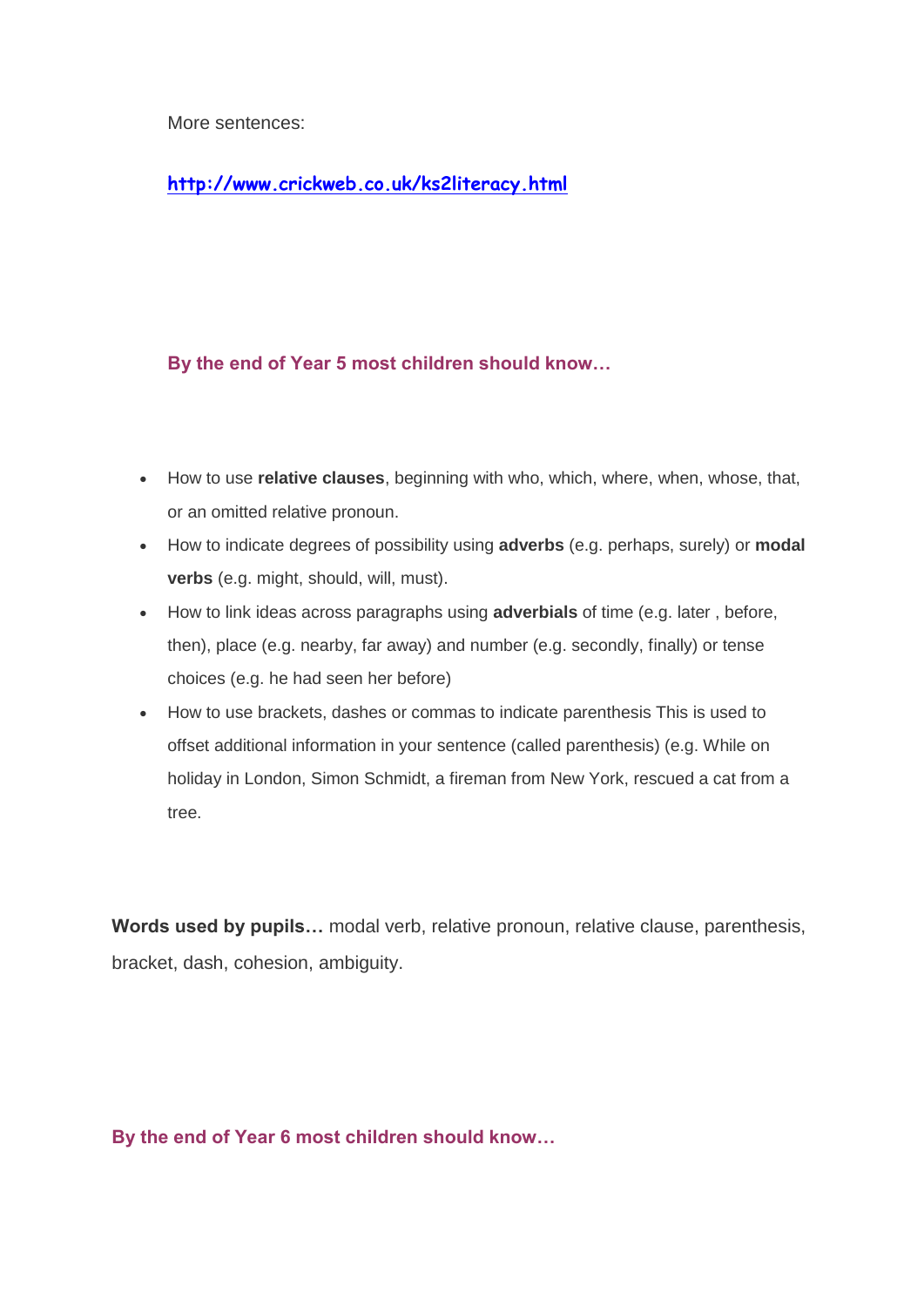More sentences:

[http://www.crickweb.co.uk/ks2literacy.html](http://www.crickweb.co.uk/ks2literacy.html)

### By the end of Year 5 most children should know…

- How to use **relative clauses**, beginning with who, which, where, when, whose, that, or an omitted relative pronoun.
- How to indicate degrees of possibility using **adverbs** (e.g. perhaps, surely) or **modal verbs** (e.g. might, should, will, must).
- How to link ideas across paragraphs using **adverbials** of time (e.g. later , before, then), place (e.g. nearby, far away) and number (e.g. secondly, finally) or tense choices (e.g. he had seen her before)
- How to use brackets, dashes or commas to indicate parenthesis This is used to offset additional information in your sentence (called parenthesis) (e.g. While on holiday in London, Simon Schmidt, a fireman from New York, rescued a cat from a tree.

**Words used by pupils…** modal verb, relative pronoun, relative clause, parenthesis, bracket, dash, cohesion, ambiguity.

### By the end of Year 6 most children should know…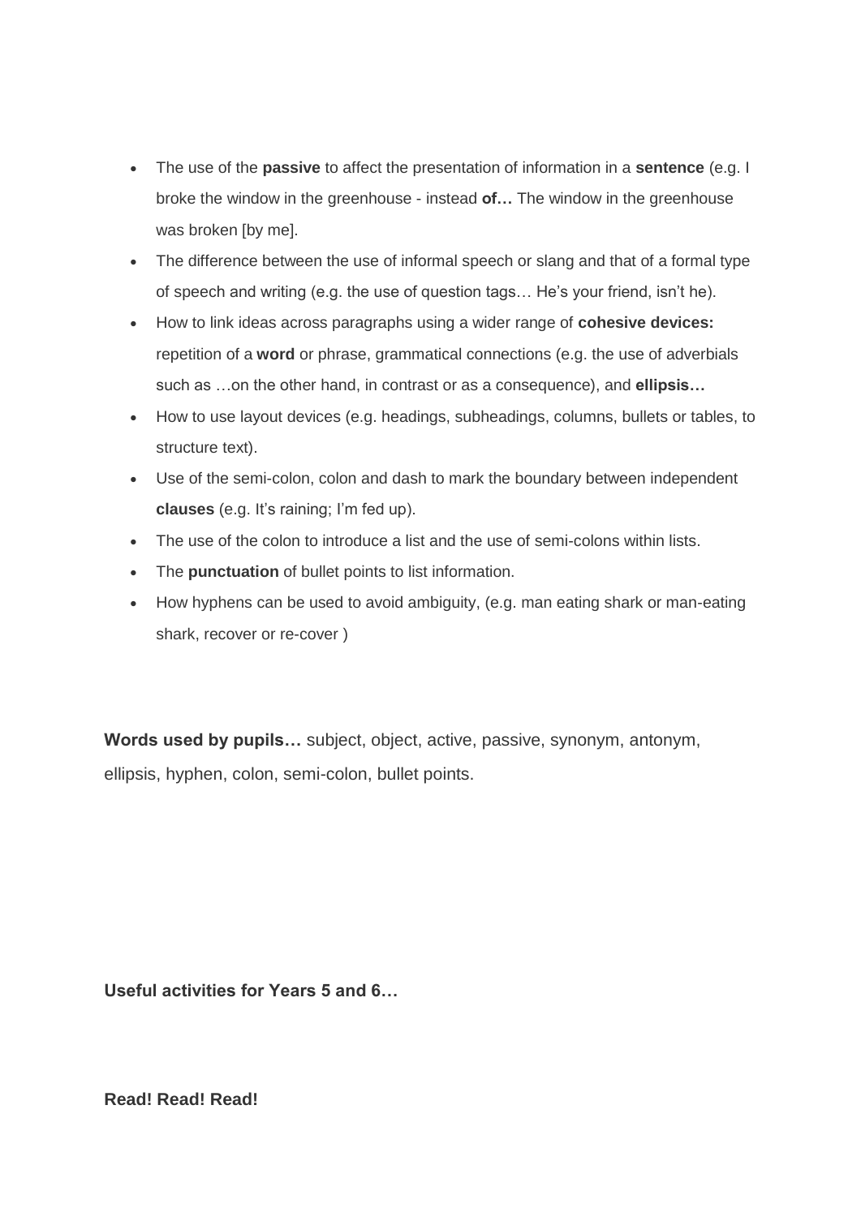- The use of the **passive** to affect the presentation of information in a **sentence** (e.g. I broke the window in the greenhouse - instead **of…** The window in the greenhouse was broken [by me].
- The difference between the use of informal speech or slang and that of a formal type of speech and writing (e.g. the use of question tags… He's your friend, isn't he).
- How to link ideas across paragraphs using a wider range of **cohesive devices:** repetition of a **word** or phrase, grammatical connections (e.g. the use of adverbials such as …on the other hand, in contrast or as a consequence), and **ellipsis…**
- How to use layout devices (e.g. headings, subheadings, columns, bullets or tables, to structure text).
- Use of the semi-colon, colon and dash to mark the boundary between independent **clauses** (e.g. It's raining; I'm fed up).
- The use of the colon to introduce a list and the use of semi-colons within lists.
- The **punctuation** of bullet points to list information.
- How hyphens can be used to avoid ambiguity, (e.g. man eating shark or man-eating shark, recover or re-cover )

**Words used by pupils…** subject, object, active, passive, synonym, antonym, ellipsis, hyphen, colon, semi-colon, bullet points.

**Useful activities for Years 5 and 6…**

**Read! Read! Read!**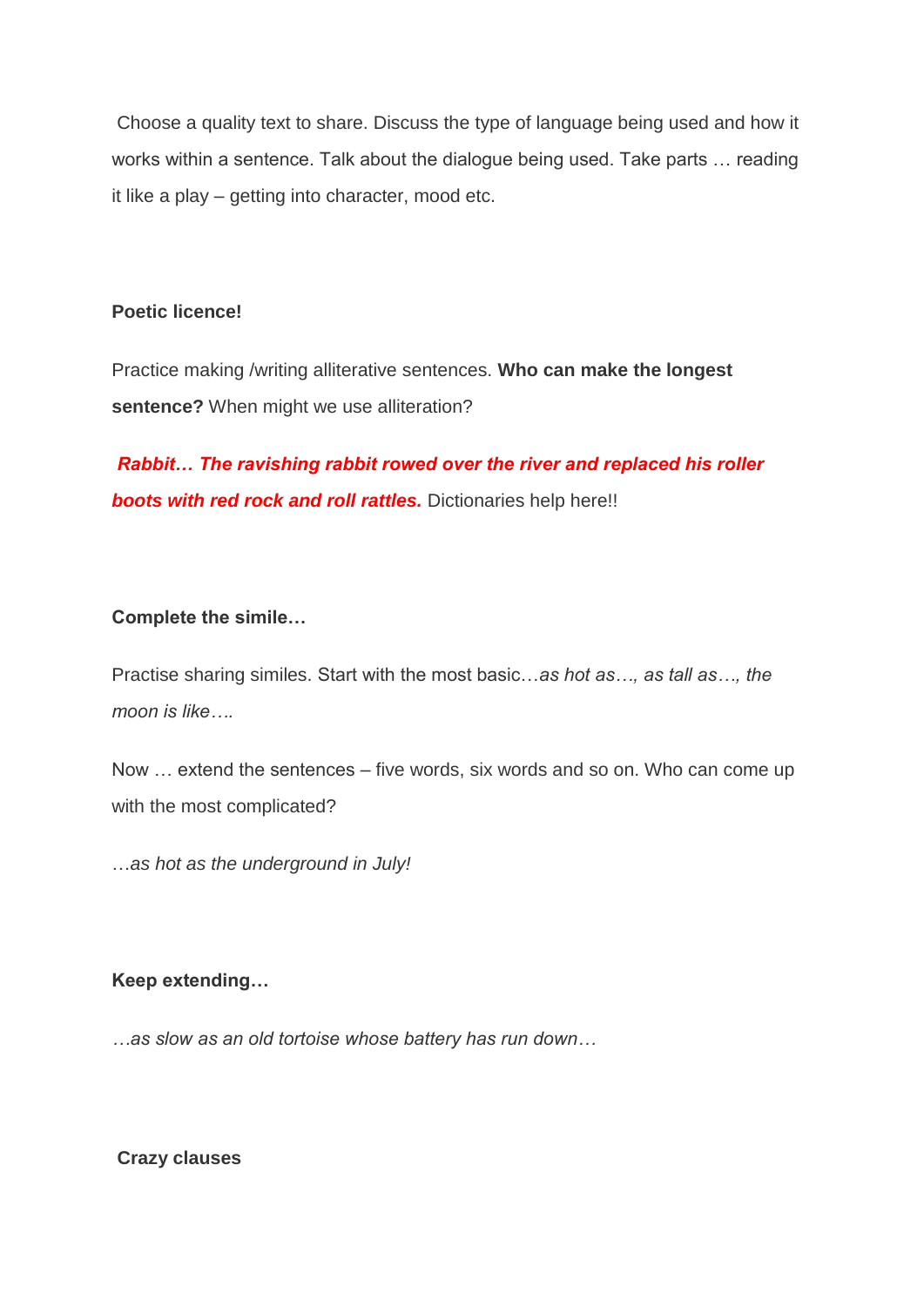Choose a quality text to share. Discuss the type of language being used and how it works within a sentence. Talk about the dialogue being used. Take parts … reading it like a play – getting into character, mood etc.

**Poetic licence!**

Practice making /writing alliterative sentences. **Who can make the longest sentence?** When might we use alliteration?

***Rabbit… The ravishing rabbit rowed over the river and replaced his roller boots with red rock and roll rattles.*** Dictionaries help here!!

**Complete the simile…**

Practise sharing similes. Start with the most basic…*as hot as…, as tall as…, the moon is like….*

Now … extend the sentences – five words, six words and so on. Who can come up with the most complicated?

*…as hot as the underground in July!*

**Keep extending…**

*…as slow as an old tortoise whose battery has run down…*

**Crazy clauses**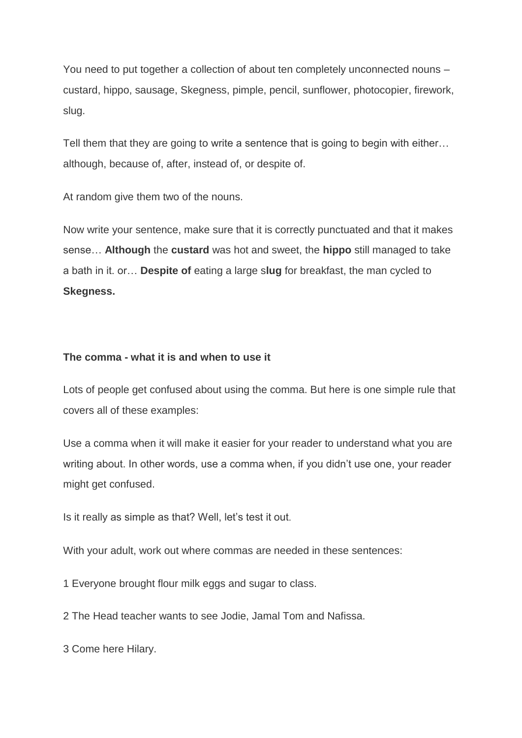You need to put together a collection of about ten completely unconnected nouns – custard, hippo, sausage, Skegness, pimple, pencil, sunflower, photocopier, firework, slug.

Tell them that they are going to write a sentence that is going to begin with either… although, because of, after, instead of, or despite of.

At random give them two of the nouns.

Now write your sentence, make sure that it is correctly punctuated and that it makes sense… **Although** the **custard** was hot and sweet, the **hippo** still managed to take a bath in it. or… **Despite of** eating a large s**lug** for breakfast, the man cycled to **Skegness.**

**The comma - what it is and when to use it**

Lots of people get confused about using the comma. But here is one simple rule that covers all of these examples:

Use a comma when it will make it easier for your reader to understand what you are writing about. In other words, use a comma when, if you didn't use one, your reader might get confused.

Is it really as simple as that? Well, let's test it out.

With your adult, work out where commas are needed in these sentences:

1 Everyone brought flour milk eggs and sugar to class.

2 The Head teacher wants to see Jodie, Jamal Tom and Nafissa.

3 Come here Hilary.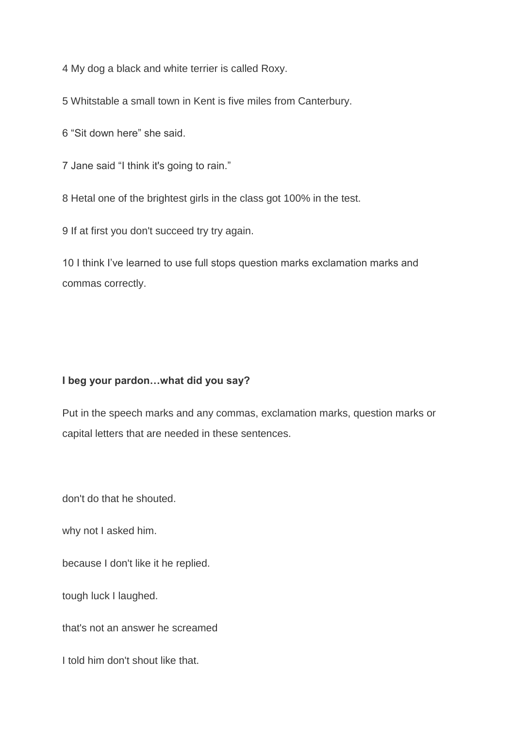4 My dog a black and white terrier is called Roxy.

5 Whitstable a small town in Kent is five miles from Canterbury.

6 “Sit down here” she said.

7 Jane said “I think it's going to rain.”

8 Hetal one of the brightest girls in the class got 100% in the test.

9 If at first you don't succeed try try again.

10 I think I’ve learned to use full stops question marks exclamation marks and commas correctly.

**I beg your pardon…what did you say?**

Put in the speech marks and any commas, exclamation marks, question marks or capital letters that are needed in these sentences.

don't do that he shouted.

why not I asked him.

because I don't like it he replied.

tough luck I laughed.

that's not an answer he screamed

I told him don't shout like that.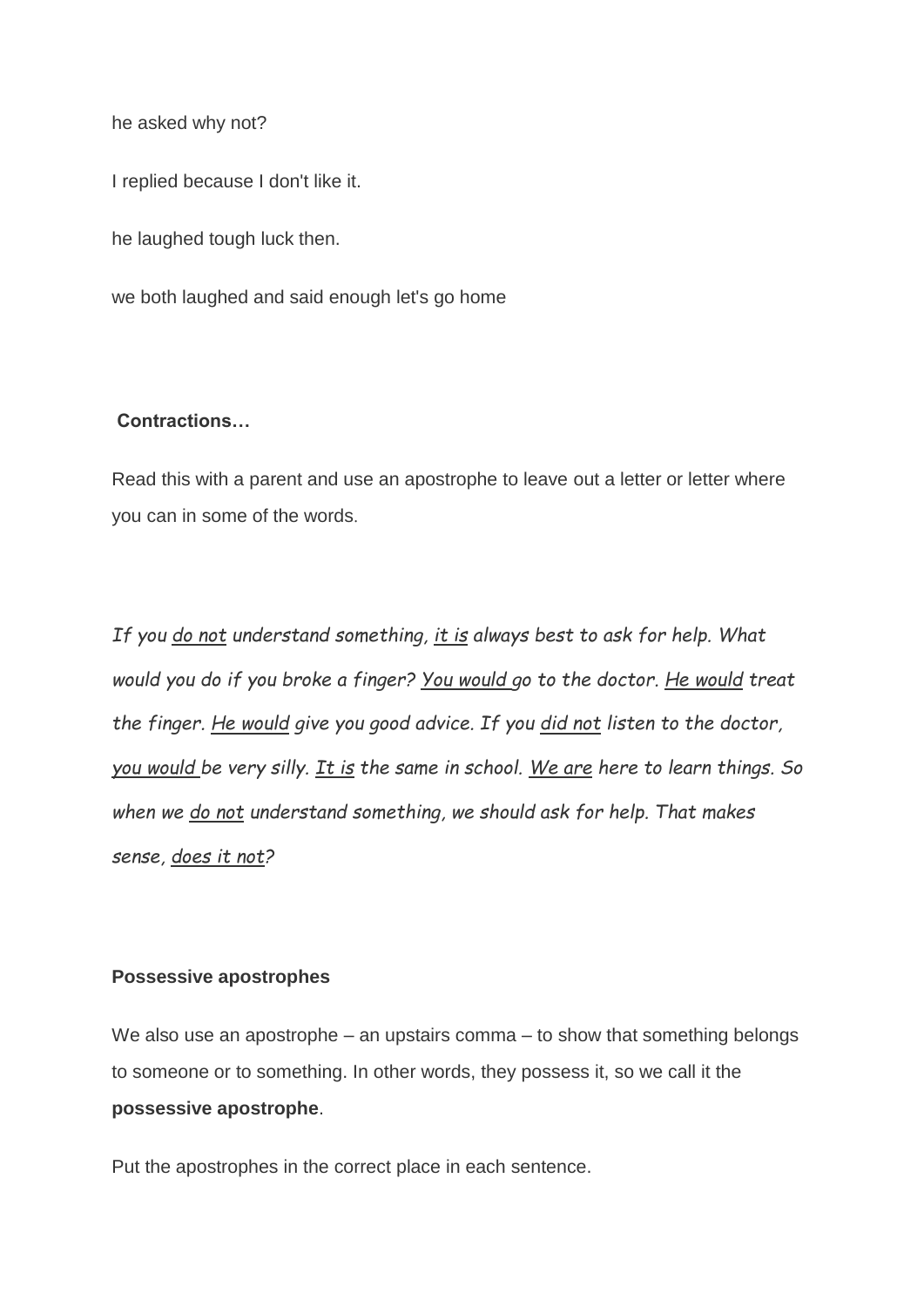he asked why not?

I replied because I don't like it.

he laughed tough luck then.

we both laughed and said enough let's go home

**Contractions…**

Read this with a parent and use an apostrophe to leave out a letter or letter where you can in some of the words.

*If you <u>do not</u> understand something, <u>it is</u> always best to ask for help. What would you do if you broke a finger? <u>You would</u> go to the doctor. <u>He would</u> treat the finger. <u>He would</u> give you good advice. If you <u>did not</u> listen to the doctor, <u>you would</u> be very silly. <u>It is</u> the same in school. <u>We are</u> here to learn things. So when we <u>do not</u> understand something, we should ask for help. That makes sense, <u>does it not</u>?*

**Possessive apostrophes**

We also use an apostrophe – an upstairs comma – to show that something belongs to someone or to something. In other words, they possess it, so we call it the **possessive apostrophe**.

Put the apostrophes in the correct place in each sentence.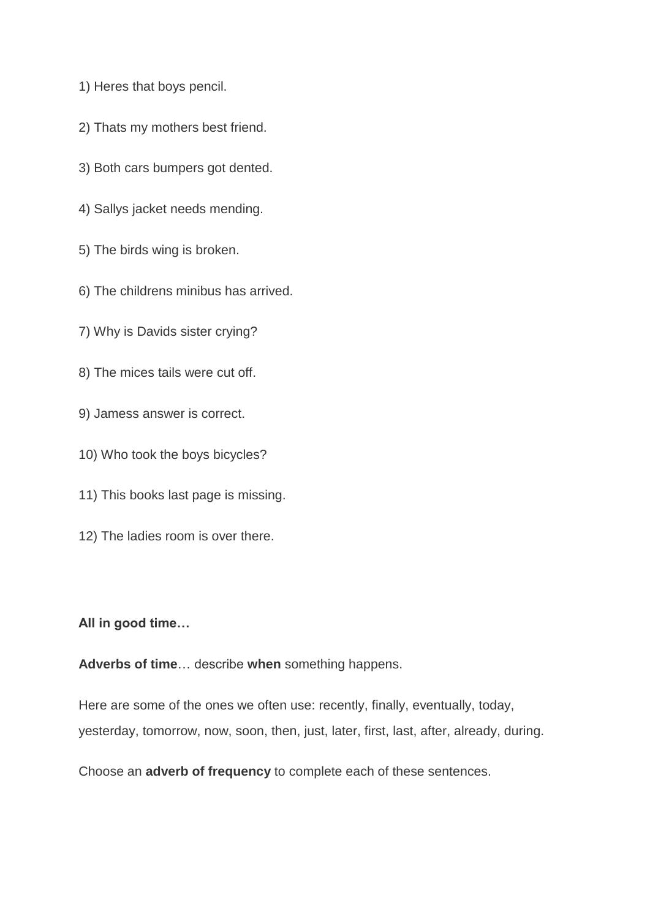1) Heres that boys pencil.

2) Thats my mothers best friend.

3) Both cars bumpers got dented.

4) Sallys jacket needs mending.

5) The birds wing is broken.

6) The childrens minibus has arrived.

7) Why is Davids sister crying?

8) The mices tails were cut off.

9) Jamess answer is correct.

10) Who took the boys bicycles?

11) This books last page is missing.

12) The ladies room is over there.

**All in good time…**

**Adverbs of time**… describe **when** something happens.

Here are some of the ones we often use: recently, finally, eventually, today, yesterday, tomorrow, now, soon, then, just, later, first, last, after, already, during.

Choose an **adverb of frequency** to complete each of these sentences.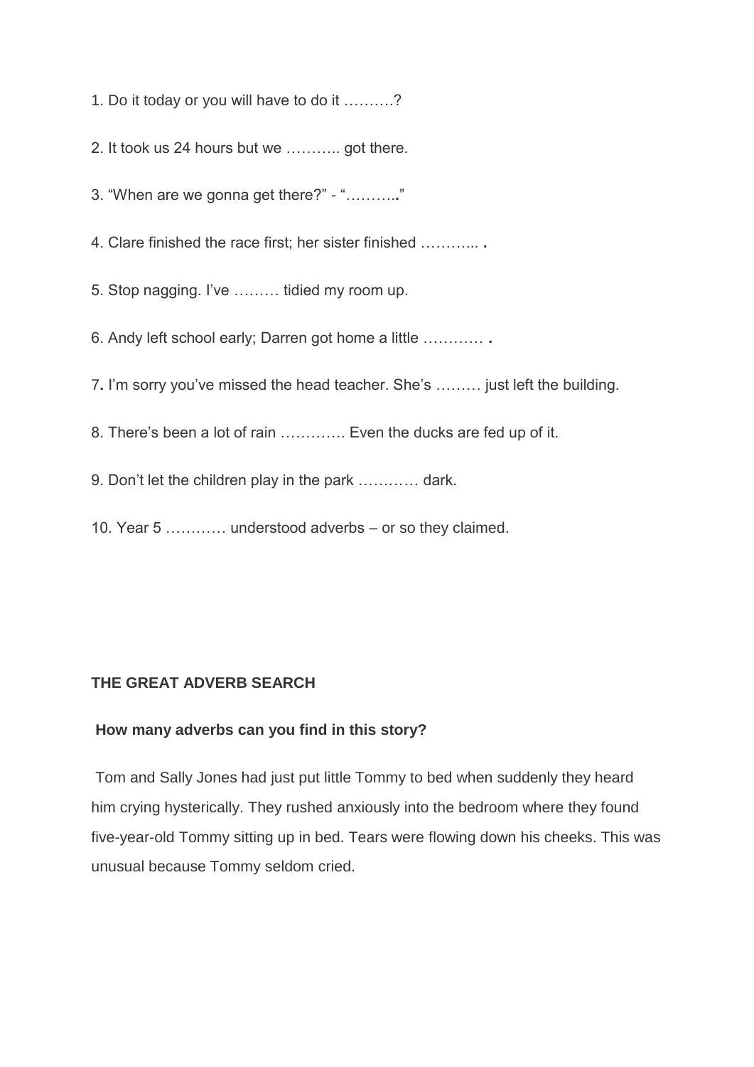1. Do it today or you will have to do it ……….?

2. It took us 24 hours but we ……….. got there.

3. “When are we gonna get there?” - “………..”

4. Clare finished the race first; her sister finished ……….. .

5. Stop nagging. I’ve ……… tidied my room up.

6. Andy left school early; Darren got home a little ………… .

7. I’m sorry you’ve missed the head teacher. She’s ……… just left the building.

8. There’s been a lot of rain …………. Even the ducks are fed up of it.

9. Don’t let the children play in the park ………… dark.

10. Year 5 ………… understood adverbs – or so they claimed.

**THE GREAT ADVERB SEARCH**

**How many adverbs can you find in this story?**

Tom and Sally Jones had just put little Tommy to bed when suddenly they heard him crying hysterically. They rushed anxiously into the bedroom where they found five-year-old Tommy sitting up in bed. Tears were flowing down his cheeks. This was unusual because Tommy seldom cried.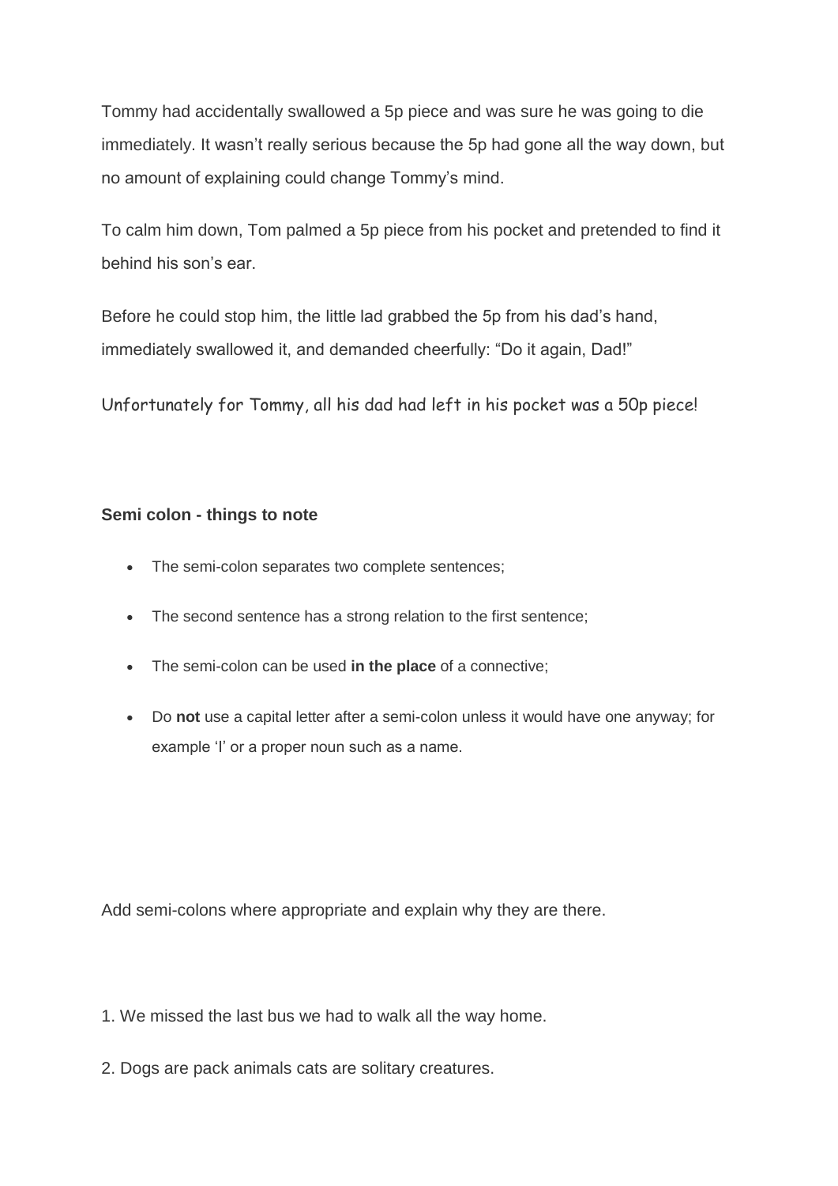Tommy had accidentally swallowed a 5p piece and was sure he was going to die immediately. It wasn't really serious because the 5p had gone all the way down, but no amount of explaining could change Tommy's mind.

To calm him down, Tom palmed a 5p piece from his pocket and pretended to find it behind his son's ear.

Before he could stop him, the little lad grabbed the 5p from his dad's hand, immediately swallowed it, and demanded cheerfully: "Do it again, Dad!"

Unfortunately for Tommy, all his dad had left in his pocket was a 50p piece!

**Semi colon - things to note**

- The semi-colon separates two complete sentences;
- The second sentence has a strong relation to the first sentence;
- The semi-colon can be used **in the place** of a connective;
- Do **not** use a capital letter after a semi-colon unless it would have one anyway; for example 'I' or a proper noun such as a name.

Add semi-colons where appropriate and explain why they are there.

1. We missed the last bus we had to walk all the way home.

2. Dogs are pack animals cats are solitary creatures.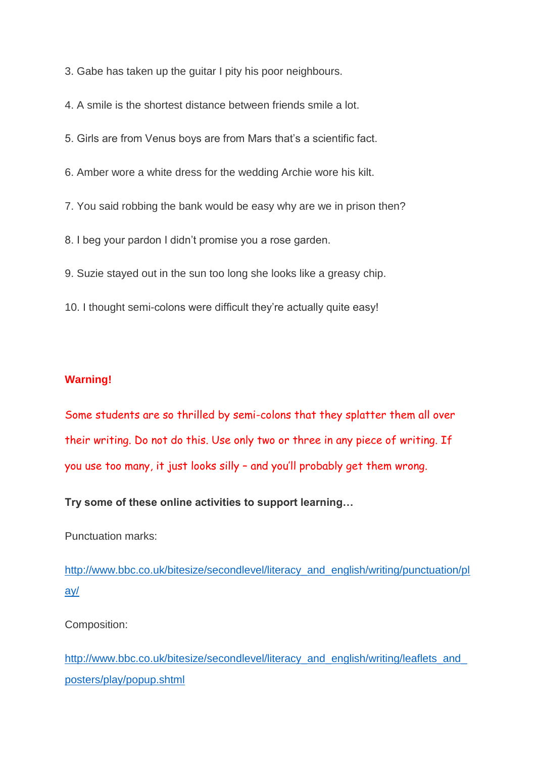3. Gabe has taken up the guitar I pity his poor neighbours.

4. A smile is the shortest distance between friends smile a lot.

5. Girls are from Venus boys are from Mars that's a scientific fact.

6. Amber wore a white dress for the wedding Archie wore his kilt.

7. You said robbing the bank would be easy why are we in prison then?

8. I beg your pardon I didn't promise you a rose garden.

9. Suzie stayed out in the sun too long she looks like a greasy chip.

10. I thought semi-colons were difficult they're actually quite easy!

**Warning!**

Some students are so thrilled by semi-colons that they splatter them all over their writing. Do not do this. Use only two or three in any piece of writing. If you use too many, it just looks silly – and you'll probably get them wrong.

**Try some of these online activities to support learning…**

Punctuation marks:

http://www.bbc.co.uk/bitesize/secondlevel/literacy_and_english/writing/punctuation/play/

Composition:

http://www.bbc.co.uk/bitesize/secondlevel/literacy_and_english/writing/leaflets_and_posters/play/popup.shtml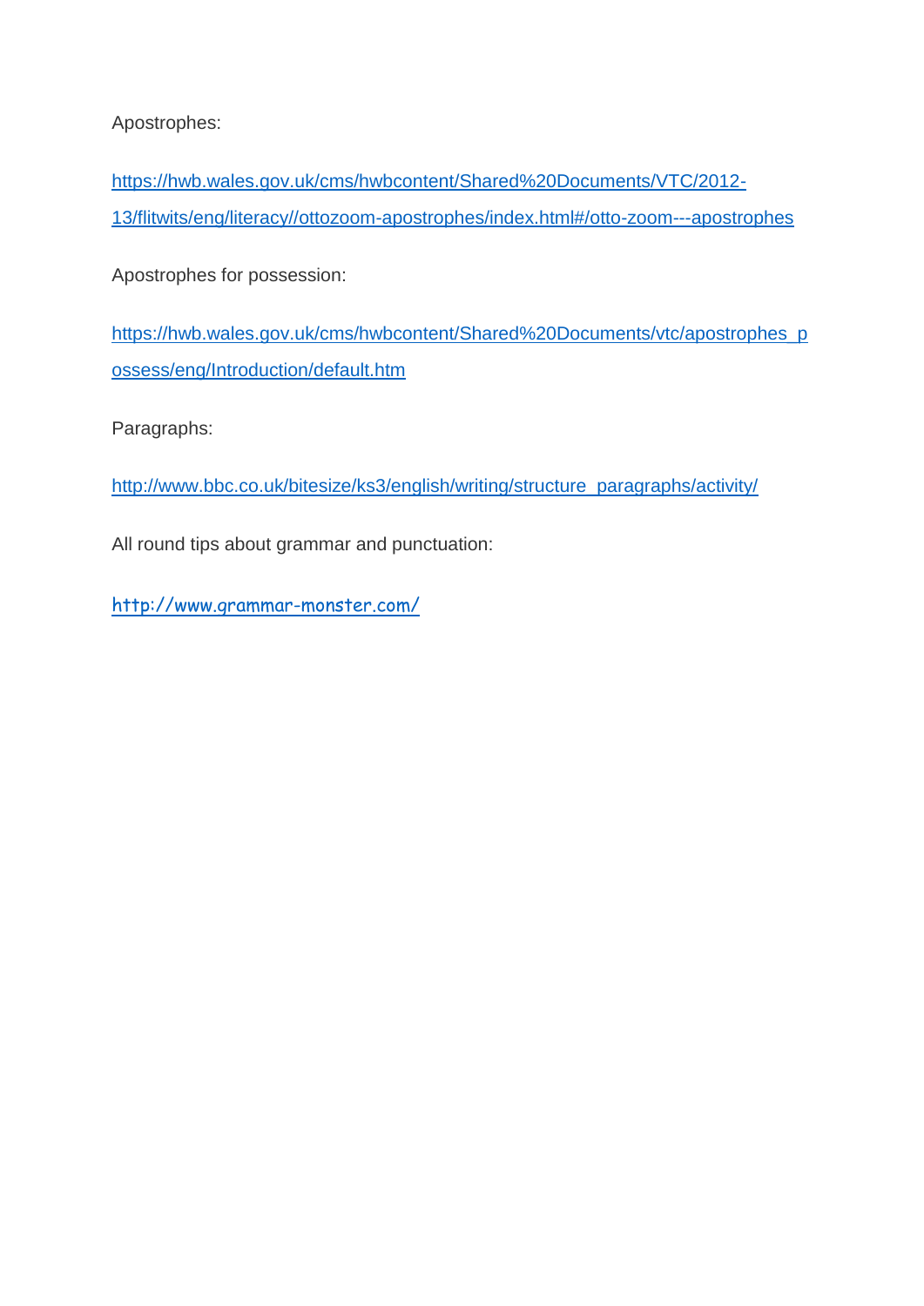Apostrophes:

https://hwb.wales.gov.uk/cms/hwbcontent/Shared%20Documents/VTC/2012-13/flitwits/eng/literacy//ottozoom-apostrophes/index.html#/otto-zoom---apostrophes

Apostrophes for possession:

https://hwb.wales.gov.uk/cms/hwbcontent/Shared%20Documents/vtc/apostrophes_possess/eng/Introduction/default.htm

Paragraphs:

http://www.bbc.co.uk/bitesize/ks3/english/writing/structure_paragraphs/activity/

All round tips about grammar and punctuation:

http://www.grammar-monster.com/